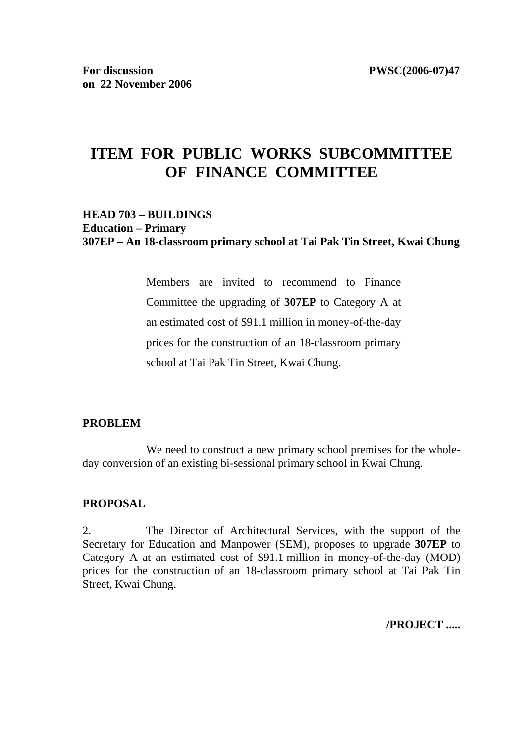**For discussion on 22 November 2006**

**PWSC(2006-07)47**

# ITEM FOR PUBLIC WORKS SUBCOMMITTEE OF FINANCE COMMITTEE

**HEAD 703 – BUILDINGS**
**Education – Primary**
**307EP – An 18-classroom primary school at Tai Pak Tin Street, Kwai Chung**

Members are invited to recommend to Finance Committee the upgrading of **307EP** to Category A at an estimated cost of $91.1 million in money-of-the-day prices for the construction of an 18-classroom primary school at Tai Pak Tin Street, Kwai Chung.

**PROBLEM**

We need to construct a new primary school premises for the whole-day conversion of an existing bi-sessional primary school in Kwai Chung.

**PROPOSAL**

2. The Director of Architectural Services, with the support of the Secretary for Education and Manpower (SEM), proposes to upgrade **307EP** to Category A at an estimated cost of $91.1 million in money-of-the-day (MOD) prices for the construction of an 18-classroom primary school at Tai Pak Tin Street, Kwai Chung.

**/PROJECT .....**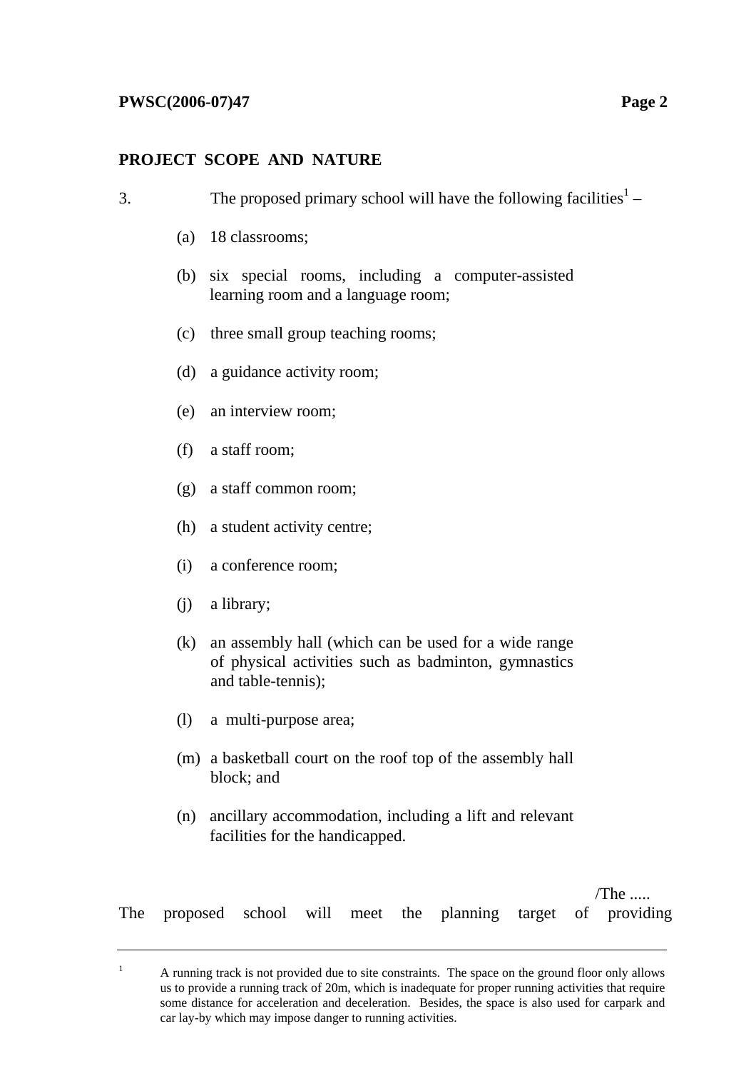## PROJECT SCOPE AND NATURE

3. The proposed primary school will have the following facilities[1] –

(a) 18 classrooms;

(b) six special rooms, including a computer-assisted learning room and a language room;

(c) three small group teaching rooms;

(d) a guidance activity room;

(e) an interview room;

(f) a staff room;

(g) a staff common room;

(h) a student activity centre;

(i) a conference room;

(j) a library;

(k) an assembly hall (which can be used for a wide range of physical activities such as badminton, gymnastics and table-tennis);

(l) a multi-purpose area;

(m) a basketball court on the roof top of the assembly hall block; and

(n) ancillary accommodation, including a lift and relevant facilities for the handicapped.

/The .....

The proposed school will meet the planning target of providing

---

[1] A running track is not provided due to site constraints. The space on the ground floor only allows us to provide a running track of 20m, which is inadequate for proper running activities that require some distance for acceleration and deceleration. Besides, the space is also used for carpark and car lay-by which may impose danger to running activities.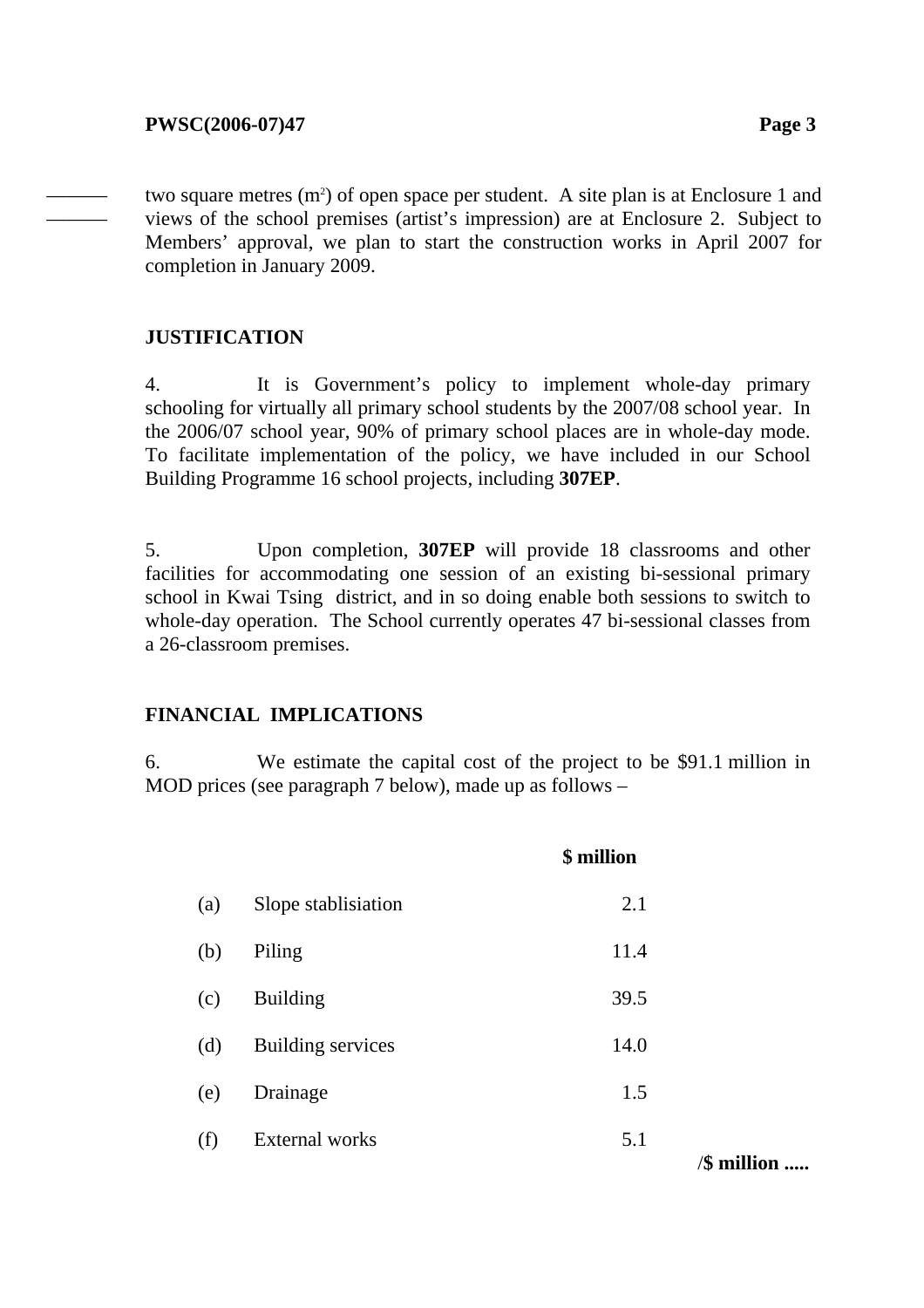two square metres ($m^2$) of open space per student. A site plan is at Enclosure 1 and views of the school premises (artist's impression) are at Enclosure 2. Subject to Members' approval, we plan to start the construction works in April 2007 for completion in January 2009.

## JUSTIFICATION

4. It is Government's policy to implement whole-day primary schooling for virtually all primary school students by the 2007/08 school year. In the 2006/07 school year, 90% of primary school places are in whole-day mode. To facilitate implementation of the policy, we have included in our School Building Programme 16 school projects, including **307EP**.

5. Upon completion, **307EP** will provide 18 classrooms and other facilities for accommodating one session of an existing bi-sessional primary school in Kwai Tsing district, and in so doing enable both sessions to switch to whole-day operation. The School currently operates 47 bi-sessional classes from a 26-classroom premises.

## FINANCIAL IMPLICATIONS

6. We estimate the capital cost of the project to be $91.1 million in MOD prices (see paragraph 7 below), made up as follows –

| | | **$ million** |
|---|---|---|
| (a) | Slope stablisiation | 2.1 |
| (b) | Piling | 11.4 |
| (c) | Building | 39.5 |
| (d) | Building services | 14.0 |
| (e) | Drainage | 1.5 |
| (f) | External works | 5.1 |

/$ million .....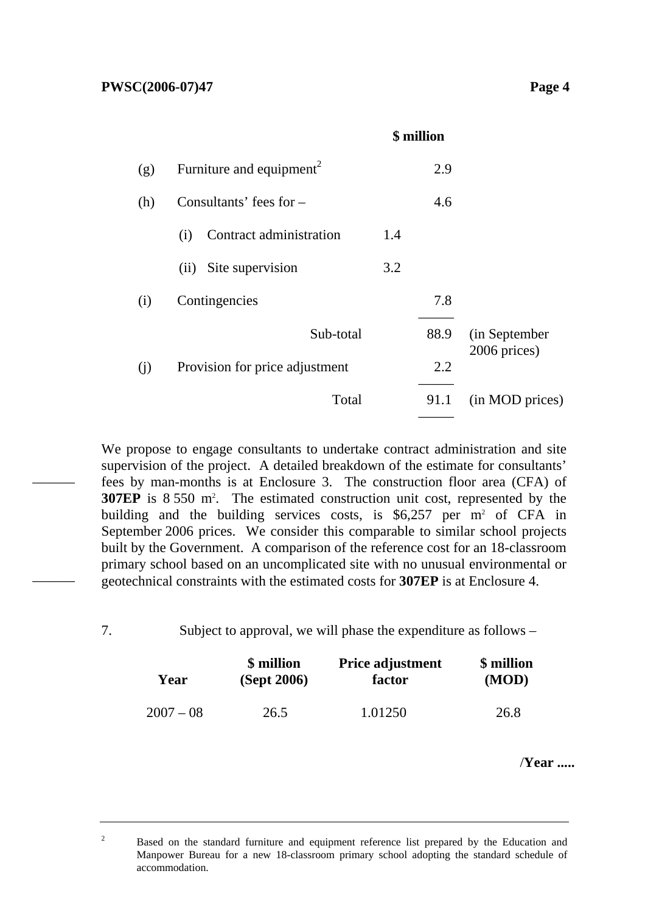| | | | $ million | |
|---|---|---|---|---|
| (g) | Furniture and equipment[2] | | 2.9 | |
| (h) | Consultants' fees for – | | 4.6 | |
| | (i) Contract administration | 1.4 | | |
| | (ii) Site supervision | 3.2 | | |
| (i) | Contingencies | | 7.8 | |
| | Sub-total | | 88.9 | (in September 2006 prices) |
| (j) | Provision for price adjustment | | 2.2 | |
| | Total | | 91.1 | (in MOD prices) |

We propose to engage consultants to undertake contract administration and site supervision of the project. A detailed breakdown of the estimate for consultants' fees by man-months is at Enclosure 3. The construction floor area (CFA) of **307EP** is 8 550 $m^2$. The estimated construction unit cost, represented by the building and the building services costs, is $6,257 per $m^2$ of CFA in September 2006 prices. We consider this comparable to similar school projects built by the Government. A comparison of the reference cost for an 18-classroom primary school based on an uncomplicated site with no unusual environmental or geotechnical constraints with the estimated costs for **307EP** is at Enclosure 4.

7. Subject to approval, we will phase the expenditure as follows –

| Year | $ million (Sept 2006) | Price adjustment factor | $ million (MOD) |
|---|---|---|---|
| 2007 – 08 | 26.5 | 1.01250 | 26.8 |

/Year .....

[2] Based on the standard furniture and equipment reference list prepared by the Education and Manpower Bureau for a new 18-classroom primary school adopting the standard schedule of accommodation.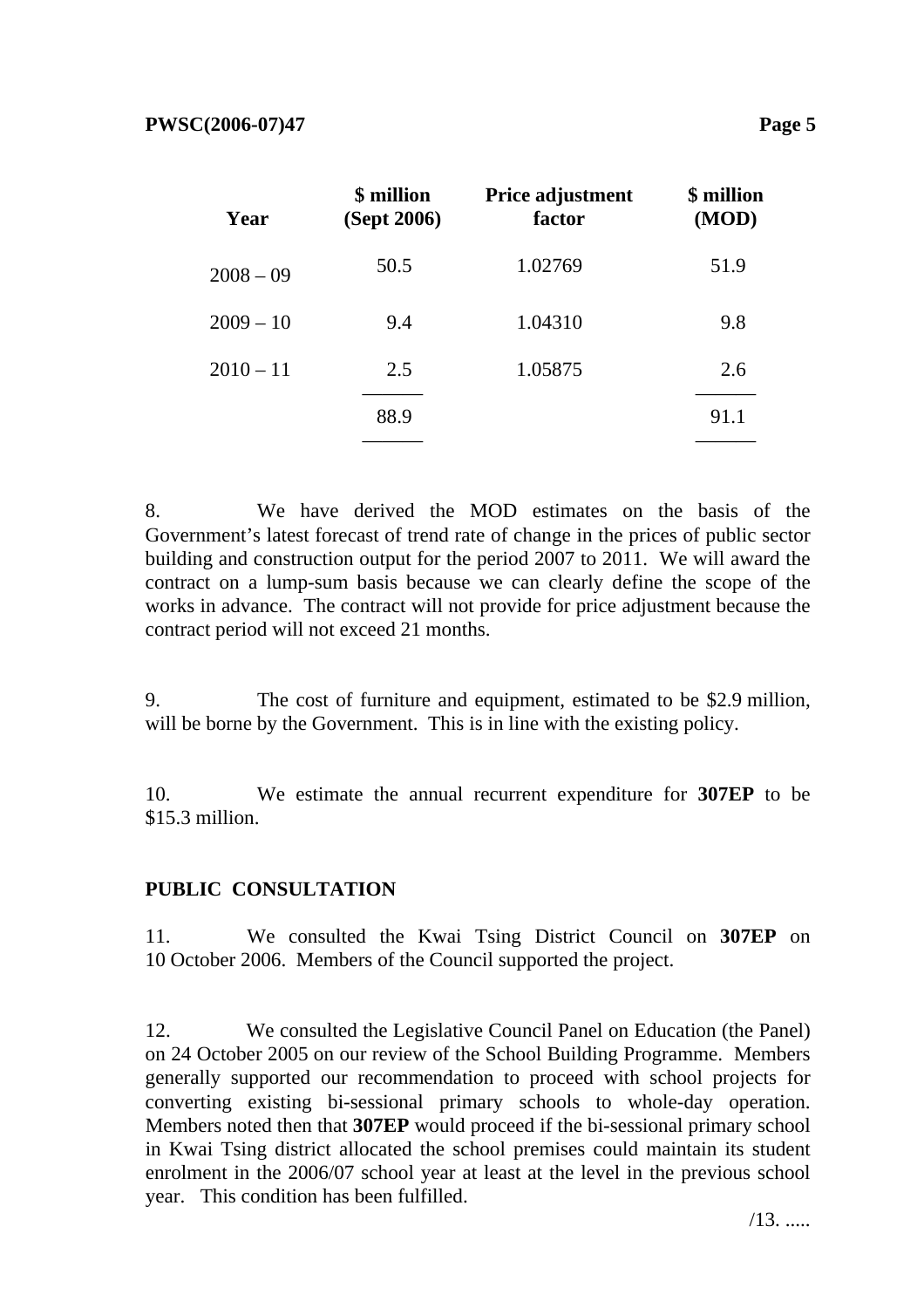| Year | \$ million (Sept 2006) | Price adjustment factor | \$ million (MOD) |
|---|---|---|---|
| 2008 – 09 | 50.5 | 1.02769 | 51.9 |
| 2009 – 10 | 9.4 | 1.04310 | 9.8 |
| 2010 – 11 | 2.5 | 1.05875 | 2.6 |
| | 88.9 | | 91.1 |

8. We have derived the MOD estimates on the basis of the Government's latest forecast of trend rate of change in the prices of public sector building and construction output for the period 2007 to 2011. We will award the contract on a lump-sum basis because we can clearly define the scope of the works in advance. The contract will not provide for price adjustment because the contract period will not exceed 21 months.

9. The cost of furniture and equipment, estimated to be $2.9 million, will be borne by the Government. This is in line with the existing policy.

10. We estimate the annual recurrent expenditure for **307EP** to be $15.3 million.

## PUBLIC CONSULTATION

11. We consulted the Kwai Tsing District Council on **307EP** on 10 October 2006. Members of the Council supported the project.

12. We consulted the Legislative Council Panel on Education (the Panel) on 24 October 2005 on our review of the School Building Programme. Members generally supported our recommendation to proceed with school projects for converting existing bi-sessional primary schools to whole-day operation. Members noted then that **307EP** would proceed if the bi-sessional primary school in Kwai Tsing district allocated the school premises could maintain its student enrolment in the 2006/07 school year at least at the level in the previous school year. This condition has been fulfilled.

/13. .....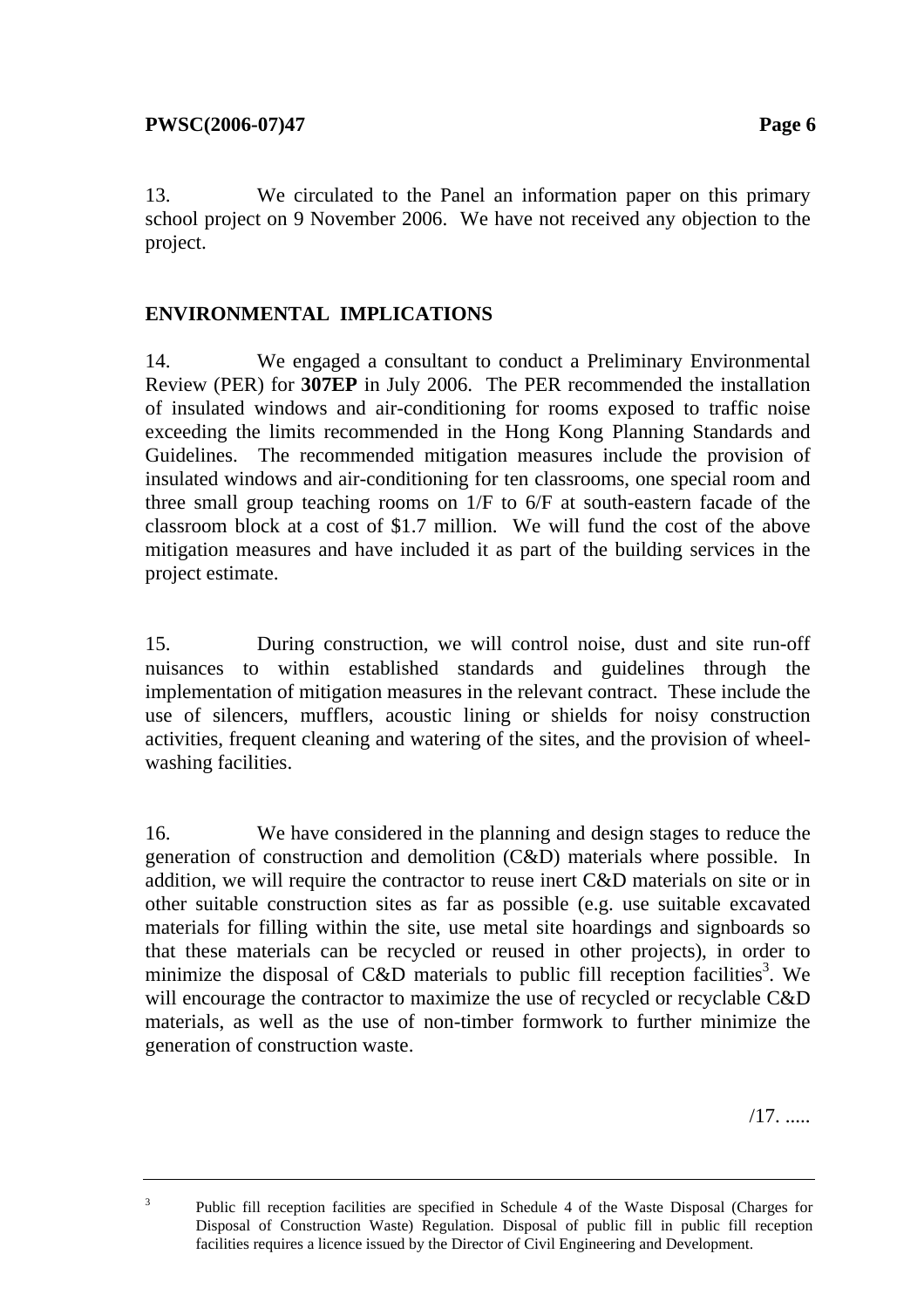13. We circulated to the Panel an information paper on this primary school project on 9 November 2006. We have not received any objection to the project.

## ENVIRONMENTAL IMPLICATIONS

14. We engaged a consultant to conduct a Preliminary Environmental Review (PER) for **307EP** in July 2006. The PER recommended the installation of insulated windows and air-conditioning for rooms exposed to traffic noise exceeding the limits recommended in the Hong Kong Planning Standards and Guidelines. The recommended mitigation measures include the provision of insulated windows and air-conditioning for ten classrooms, one special room and three small group teaching rooms on 1/F to 6/F at south-eastern facade of the classroom block at a cost of $1.7 million. We will fund the cost of the above mitigation measures and have included it as part of the building services in the project estimate.

15. During construction, we will control noise, dust and site run-off nuisances to within established standards and guidelines through the implementation of mitigation measures in the relevant contract. These include the use of silencers, mufflers, acoustic lining or shields for noisy construction activities, frequent cleaning and watering of the sites, and the provision of wheel-washing facilities.

16. We have considered in the planning and design stages to reduce the generation of construction and demolition (C&D) materials where possible. In addition, we will require the contractor to reuse inert C&D materials on site or in other suitable construction sites as far as possible (e.g. use suitable excavated materials for filling within the site, use metal site hoardings and signboards so that these materials can be recycled or reused in other projects), in order to minimize the disposal of C&D materials to public fill reception facilities[3]. We will encourage the contractor to maximize the use of recycled or recyclable C&D materials, as well as the use of non-timber formwork to further minimize the generation of construction waste.

/17. .....

---

[3] Public fill reception facilities are specified in Schedule 4 of the Waste Disposal (Charges for Disposal of Construction Waste) Regulation. Disposal of public fill in public fill reception facilities requires a licence issued by the Director of Civil Engineering and Development.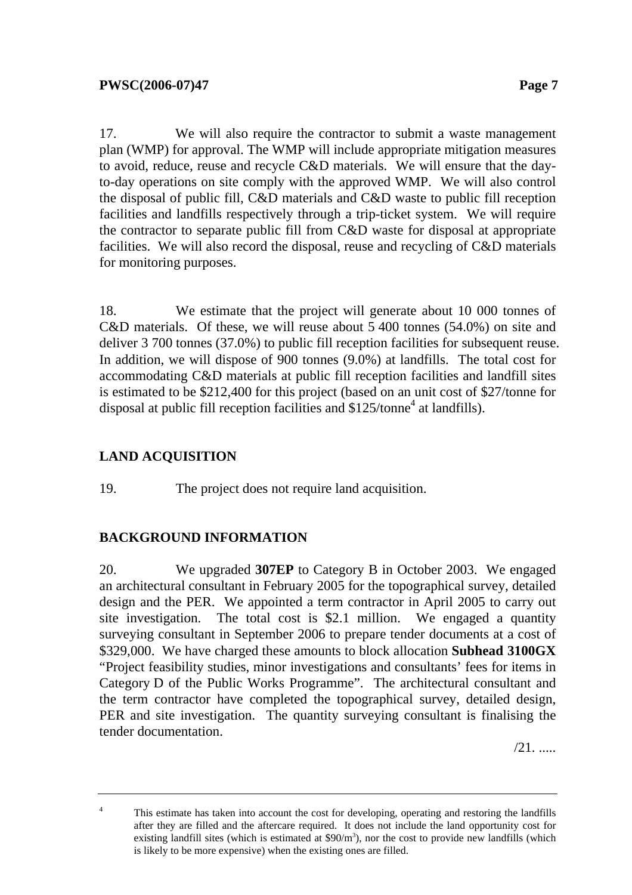17. We will also require the contractor to submit a waste management plan (WMP) for approval. The WMP will include appropriate mitigation measures to avoid, reduce, reuse and recycle C&D materials. We will ensure that the day-to-day operations on site comply with the approved WMP. We will also control the disposal of public fill, C&D materials and C&D waste to public fill reception facilities and landfills respectively through a trip-ticket system. We will require the contractor to separate public fill from C&D waste for disposal at appropriate facilities. We will also record the disposal, reuse and recycling of C&D materials for monitoring purposes.

18. We estimate that the project will generate about 10 000 tonnes of C&D materials. Of these, we will reuse about 5 400 tonnes (54.0%) on site and deliver 3 700 tonnes (37.0%) to public fill reception facilities for subsequent reuse. In addition, we will dispose of 900 tonnes (9.0%) at landfills. The total cost for accommodating C&D materials at public fill reception facilities and landfill sites is estimated to be $212,400 for this project (based on an unit cost of $27/tonne for disposal at public fill reception facilities and $125/tonne[4] at landfills).

## LAND ACQUISITION

19. The project does not require land acquisition.

## BACKGROUND INFORMATION

20. We upgraded **307EP** to Category B in October 2003. We engaged an architectural consultant in February 2005 for the topographical survey, detailed design and the PER. We appointed a term contractor in April 2005 to carry out site investigation. The total cost is $2.1 million. We engaged a quantity surveying consultant in September 2006 to prepare tender documents at a cost of $329,000. We have charged these amounts to block allocation **Subhead 3100GX** "Project feasibility studies, minor investigations and consultants' fees for items in Category D of the Public Works Programme". The architectural consultant and the term contractor have completed the topographical survey, detailed design, PER and site investigation. The quantity surveying consultant is finalising the tender documentation.

/21. .....

---

[4] This estimate has taken into account the cost for developing, operating and restoring the landfills after they are filled and the aftercare required. It does not include the land opportunity cost for existing landfill sites (which is estimated at $90/m$^3$), nor the cost to provide new landfills (which is likely to be more expensive) when the existing ones are filled.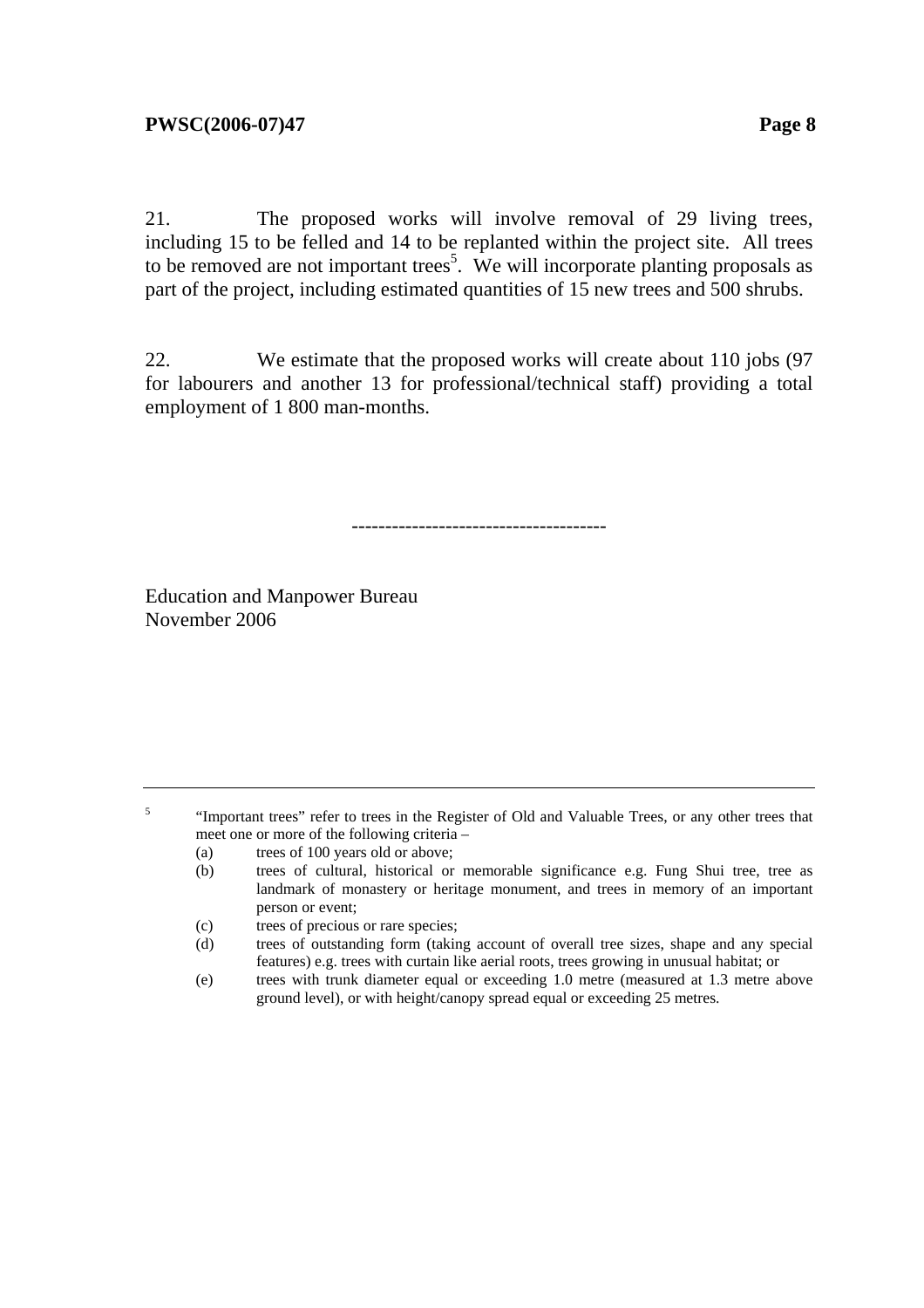21. The proposed works will involve removal of 29 living trees, including 15 to be felled and 14 to be replanted within the project site. All trees to be removed are not important trees[5]. We will incorporate planting proposals as part of the project, including estimated quantities of 15 new trees and 500 shrubs.

22. We estimate that the proposed works will create about 110 jobs (97 for labourers and another 13 for professional/technical staff) providing a total employment of 1 800 man-months.

--------------------------------------

Education and Manpower Bureau
November 2006

---

[5] "Important trees" refer to trees in the Register of Old and Valuable Trees, or any other trees that meet one or more of the following criteria –

(a) trees of 100 years old or above;

(b) trees of cultural, historical or memorable significance e.g. Fung Shui tree, tree as landmark of monastery or heritage monument, and trees in memory of an important person or event;

(c) trees of precious or rare species;

(d) trees of outstanding form (taking account of overall tree sizes, shape and any special features) e.g. trees with curtain like aerial roots, trees growing in unusual habitat; or

(e) trees with trunk diameter equal or exceeding 1.0 metre (measured at 1.3 metre above ground level), or with height/canopy spread equal or exceeding 25 metres.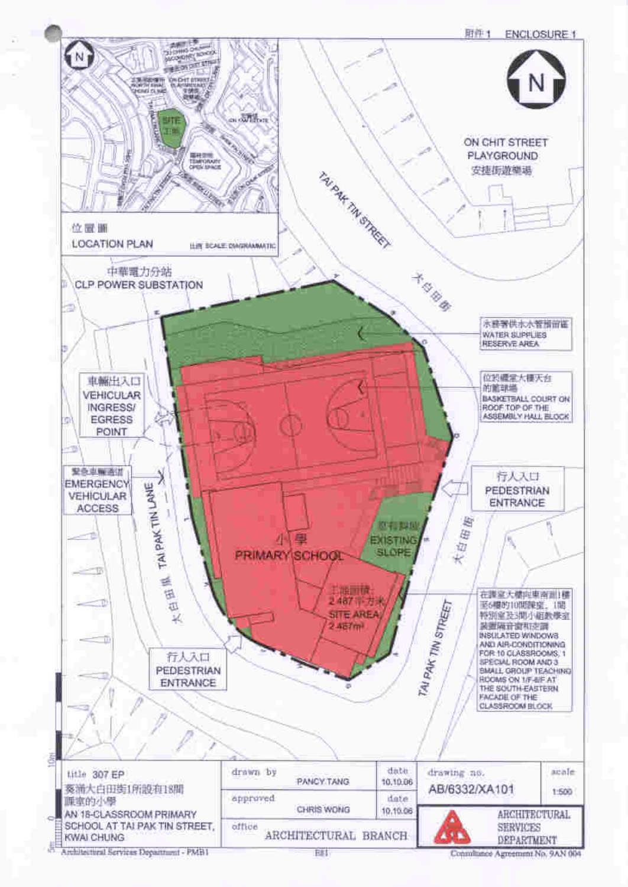附件 1 ENCLOSURE 1

位置圖

LOCATION PLAN

比例 SCALE: DIAGRAMMATIC

SITE 工地

ON CHIT STREET PLAYGROUND

安捷街遊樂場

TAI PAK TIN STREET

大白田街

中華電力分站

CLP POWER SUBSTATION

水務署供水水管預留區

WATER SUPPLIES RESERVE AREA

位於禮堂大樓天台的籃球場

BASKETBALL COURT ON ROOF TOP OF THE ASSEMBLY HALL BLOCK

車輛出入口

VEHICULAR INGRESS/ EGRESS POINT

緊急車輛通道

EMERGENCY VEHICULAR ACCESS

TAI PAK TIN LANE

大白田里

行人入口

PEDESTRIAN ENTRANCE

小學

PRIMARY SCHOOL

現有斜坡

EXISTING SLOPE

工地面積：2 487 平方米

SITE AREA 2 487m²

在課室大樓向東南面1樓至6樓的10間課室、1間特別室及3間小組教學室裝置隔音窗和空調

INSULATED WINDOWS AND AIR-CONDITIONING FOR 10 CLASSROOMS, 1 SPECIAL ROOM AND 3 SMALL GROUP TEACHING ROOMS ON 1/F-6/F AT THE SOUTH-EASTERN FACADE OF THE CLASSROOM BLOCK

| | | | | |
|---|---|---|---|---|
| title 307 EP<br>葵涌大白田街1所設有18間課室的小學<br>AN 18-CLASSROOM PRIMARY SCHOOL AT TAI PAK TIN STREET, KWAI CHUNG | drawn by PANCY TANG | date 10.10.06 | drawing no. AB/6332/XA101 | scale 1:500 |
| | approved CHRIS WONG | date 10.10.06 | ARCHITECTURAL SERVICES DEPARTMENT | |
| | office ARCHITECTURAL BRANCH | | | |

Architectural Services Department - PMB1

Consultance Agreement No. 9AN 004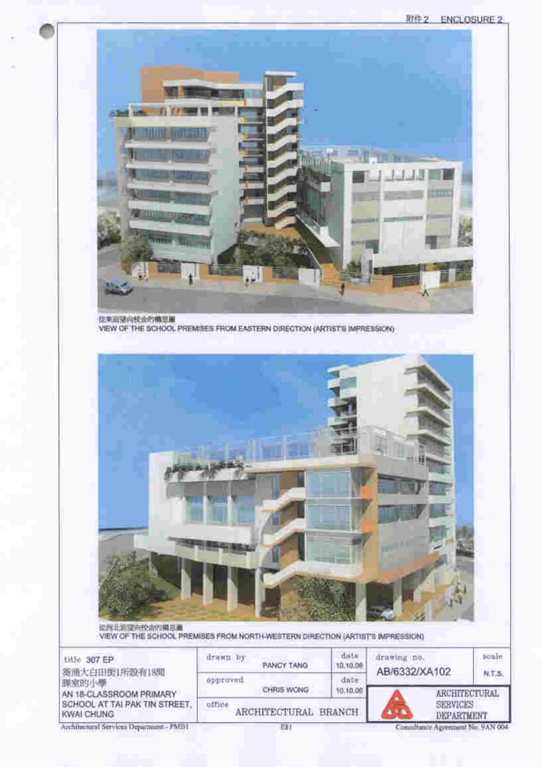附件2 ENCLOSURE 2

從東面望向校舍的構思圖

VIEW OF THE SCHOOL PREMISES FROM EASTERN DIRECTION (ARTIST'S IMPRESSION)

從西北面望向校舍的構思圖

VIEW OF THE SCHOOL PREMISES FROM NORTH-WESTERN DIRECTION (ARTIST'S IMPRESSION)

| | | | | |
|---|---|---|---|---|
| title 307 EP<br>葵涌大白田街1所設有18間課室的小學<br>AN 18-CLASSROOM PRIMARY SCHOOL AT TAI PAK TIN STREET, KWAI CHUNG | drawn by PANCY TANG | date 10.10.06 | drawing no. AB/6332/XA102 | scale N.T.S. |
| | approved CHRIS WONG | date 10.10.06 | ARCHITECTURAL SERVICES DEPARTMENT | |
| | office ARCHITECTURAL BRANCH | | | |

Architectural Services Department - PMB1

EB1

Consultance Agreement No. 9AN 004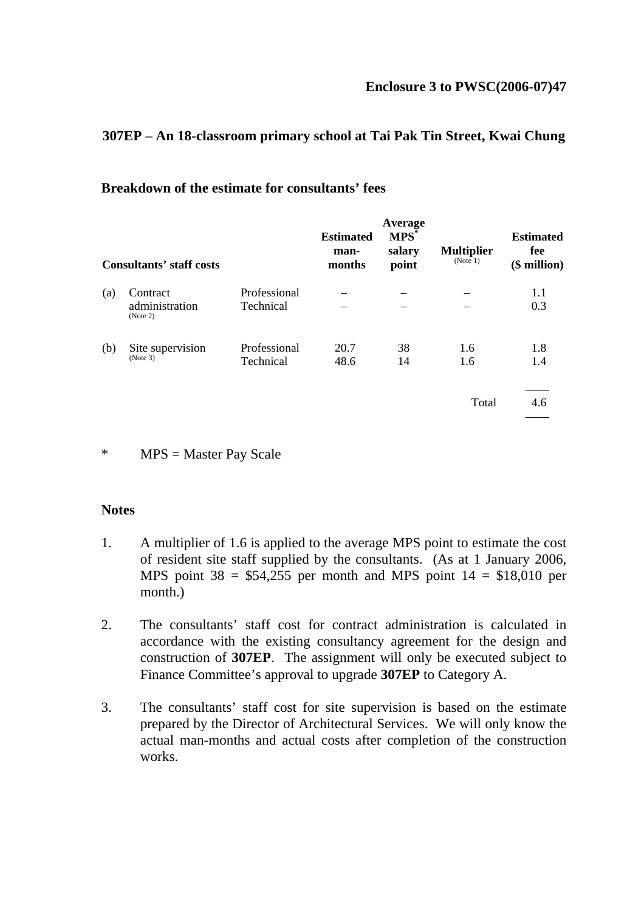**Enclosure 3 to PWSC(2006-07)47**

**307EP – An 18-classroom primary school at Tai Pak Tin Street, Kwai Chung**

**Breakdown of the estimate for consultants' fees**

| **Consultants' staff costs** | | | **Estimated man-months** | **Average MPS\* salary point** | **Multiplier** (Note 1) | **Estimated fee ($ million)** |
|---|---|---|---|---|---|---|
| (a) | Contract administration (Note 2) | Professional | – | – | – | 1.1 |
| | | Technical | – | – | – | 0.3 |
| (b) | Site supervision (Note 3) | Professional | 20.7 | 38 | 1.6 | 1.8 |
| | | Technical | 48.6 | 14 | 1.6 | 1.4 |
| | | | | | Total | 4.6 |

\* MPS = Master Pay Scale

**Notes**

1. A multiplier of 1.6 is applied to the average MPS point to estimate the cost of resident site staff supplied by the consultants. (As at 1 January 2006, MPS point 38 = $54,255 per month and MPS point 14 = $18,010 per month.)

2. The consultants' staff cost for contract administration is calculated in accordance with the existing consultancy agreement for the design and construction of **307EP**. The assignment will only be executed subject to Finance Committee's approval to upgrade **307EP** to Category A.

3. The consultants' staff cost for site supervision is based on the estimate prepared by the Director of Architectural Services. We will only know the actual man-months and actual costs after completion of the construction works.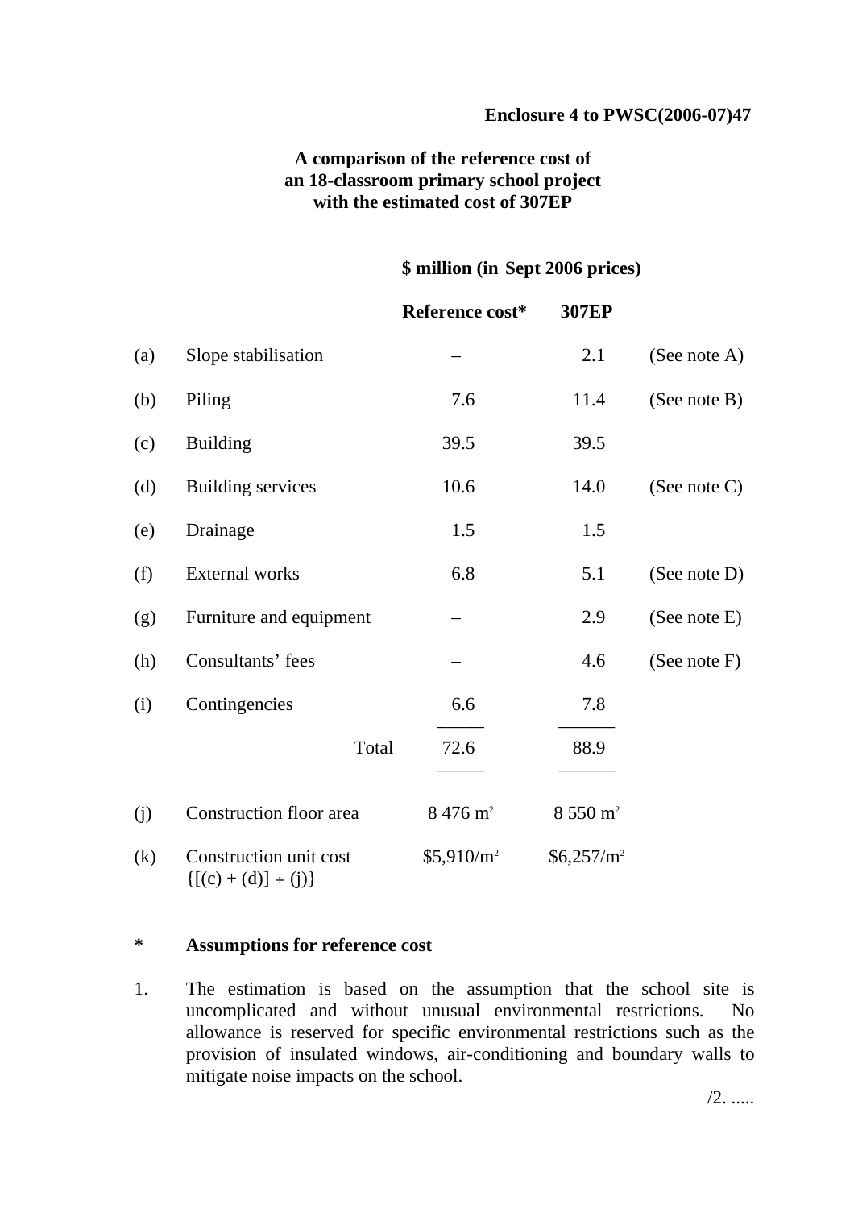**Enclosure 4 to PWSC(2006-07)47**

**A comparison of the reference cost of an 18-classroom primary school project with the estimated cost of 307EP**

| | | **$ million (in Sept 2006 prices)** | | |
|---|---|---|---|---|
| | | **Reference cost*** | **307EP** | |
| (a) | Slope stabilisation | – | 2.1 | (See note A) |
| (b) | Piling | 7.6 | 11.4 | (See note B) |
| (c) | Building | 39.5 | 39.5 | |
| (d) | Building services | 10.6 | 14.0 | (See note C) |
| (e) | Drainage | 1.5 | 1.5 | |
| (f) | External works | 6.8 | 5.1 | (See note D) |
| (g) | Furniture and equipment | – | 2.9 | (See note E) |
| (h) | Consultants' fees | – | 4.6 | (See note F) |
| (i) | Contingencies | 6.6 | 7.8 | |
| | Total | 72.6 | 88.9 | |
| (j) | Construction floor area | 8 476 m² | 8 550 m² | |
| (k) | Construction unit cost {[(c) + (d)] ÷ (j)} | $5,910/m² | $6,257/m² | |

**\*** **Assumptions for reference cost**

1. The estimation is based on the assumption that the school site is uncomplicated and without unusual environmental restrictions. No allowance is reserved for specific environmental restrictions such as the provision of insulated windows, air-conditioning and boundary walls to mitigate noise impacts on the school.

/2. .....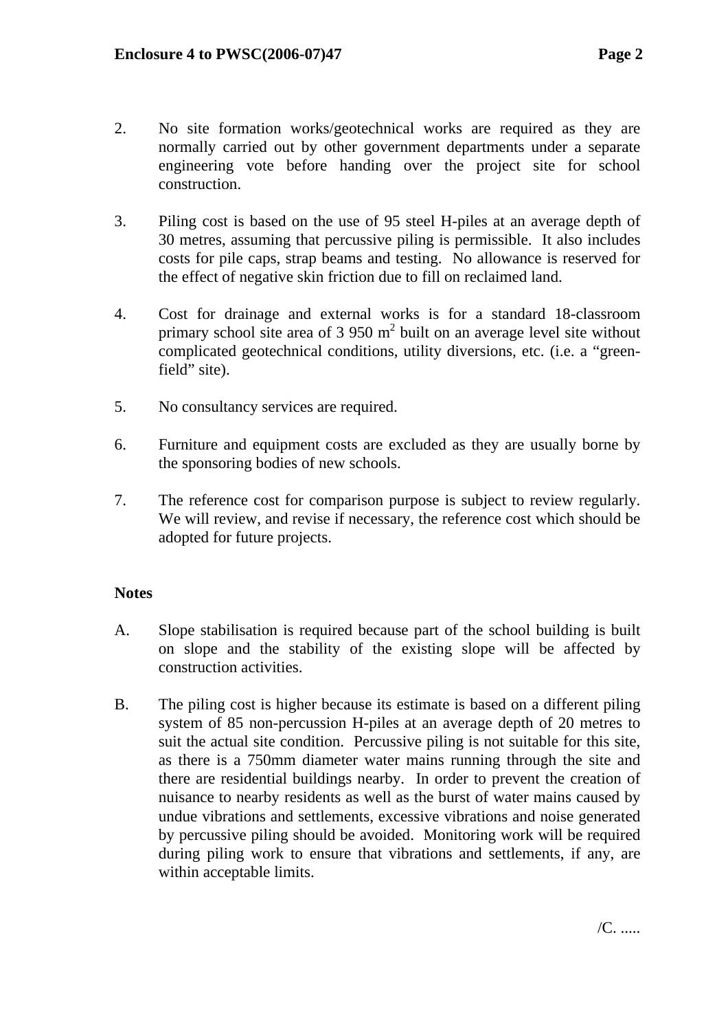2. No site formation works/geotechnical works are required as they are normally carried out by other government departments under a separate engineering vote before handing over the project site for school construction.

3. Piling cost is based on the use of 95 steel H-piles at an average depth of 30 metres, assuming that percussive piling is permissible. It also includes costs for pile caps, strap beams and testing. No allowance is reserved for the effect of negative skin friction due to fill on reclaimed land.

4. Cost for drainage and external works is for a standard 18-classroom primary school site area of 3 950 $m^2$ built on an average level site without complicated geotechnical conditions, utility diversions, etc. (i.e. a "green-field" site).

5. No consultancy services are required.

6. Furniture and equipment costs are excluded as they are usually borne by the sponsoring bodies of new schools.

7. The reference cost for comparison purpose is subject to review regularly. We will review, and revise if necessary, the reference cost which should be adopted for future projects.

**Notes**

A. Slope stabilisation is required because part of the school building is built on slope and the stability of the existing slope will be affected by construction activities.

B. The piling cost is higher because its estimate is based on a different piling system of 85 non-percussion H-piles at an average depth of 20 metres to suit the actual site condition. Percussive piling is not suitable for this site, as there is a 750mm diameter water mains running through the site and there are residential buildings nearby. In order to prevent the creation of nuisance to nearby residents as well as the burst of water mains caused by undue vibrations and settlements, excessive vibrations and noise generated by percussive piling should be avoided. Monitoring work will be required during piling work to ensure that vibrations and settlements, if any, are within acceptable limits.

/C. .....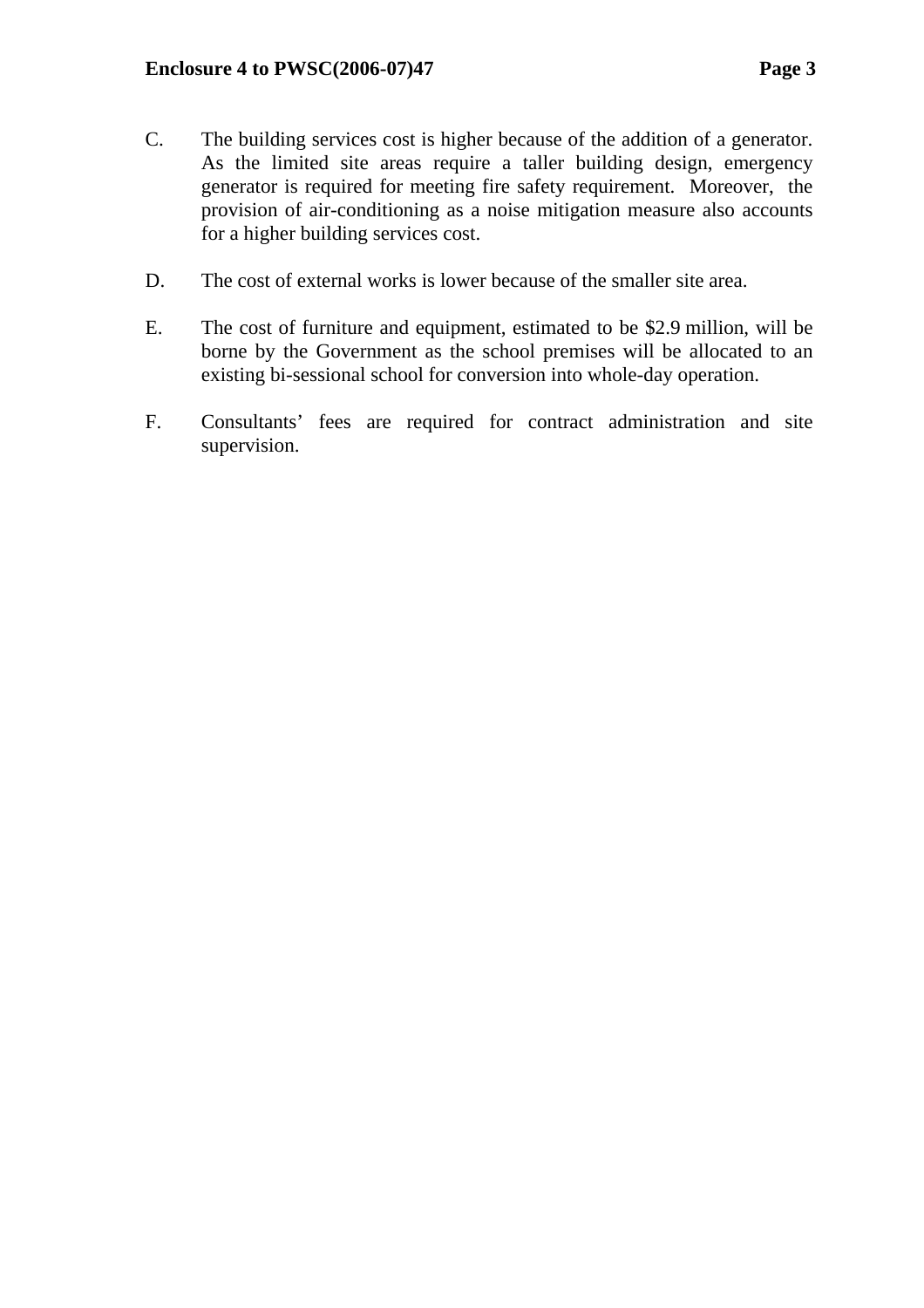C. The building services cost is higher because of the addition of a generator. As the limited site areas require a taller building design, emergency generator is required for meeting fire safety requirement. Moreover, the provision of air-conditioning as a noise mitigation measure also accounts for a higher building services cost.

D. The cost of external works is lower because of the smaller site area.

E. The cost of furniture and equipment, estimated to be $2.9 million, will be borne by the Government as the school premises will be allocated to an existing bi-sessional school for conversion into whole-day operation.

F. Consultants' fees are required for contract administration and site supervision.